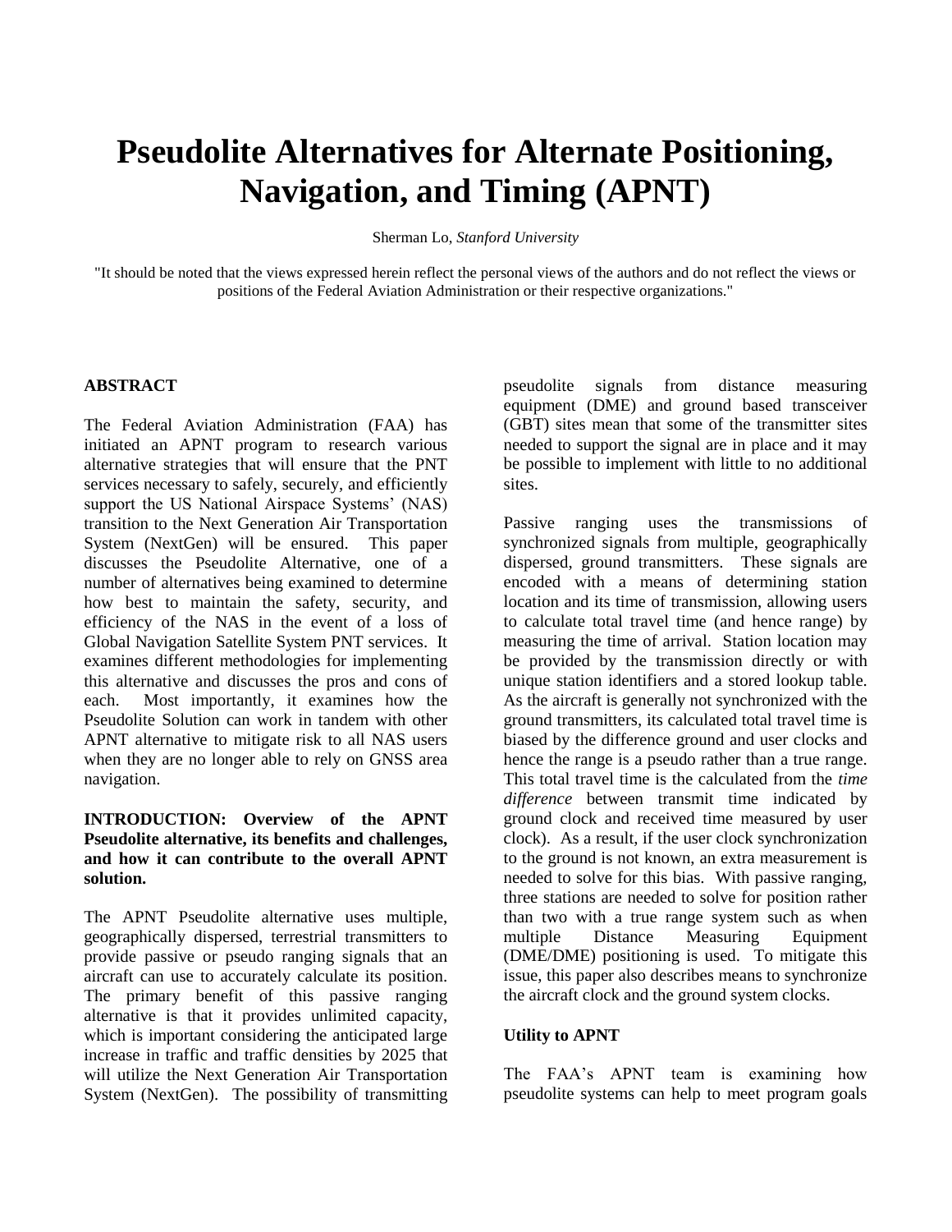# Pseudolite Alternatives for Alternate Positioning, Navigation, and Timing (APNT)

Sherman Lo, *Stanford University*

"It should be noted that the views expressed herein reflect the personal views of the authors and do not reflect the views or positions of the Federal Aviation Administration or their respective organizations."

## ABSTRACT

The Federal Aviation Administration (FAA) has initiated an APNT program to research various alternative strategies that will ensure that the PNT services necessary to safely, securely, and efficiently support the US National Airspace Systems' (NAS) transition to the Next Generation Air Transportation System (NextGen) will be ensured. This paper discusses the Pseudolite Alternative, one of a number of alternatives being examined to determine how best to maintain the safety, security, and efficiency of the NAS in the event of a loss of Global Navigation Satellite System PNT services. It examines different methodologies for implementing this alternative and discusses the pros and cons of each. Most importantly, it examines how the Pseudolite Solution can work in tandem with other APNT alternative to mitigate risk to all NAS users when they are no longer able to rely on GNSS area navigation.

## INTRODUCTION: Overview of the APNT Pseudolite alternative, its benefits and challenges, and how it can contribute to the overall APNT solution.

The APNT Pseudolite alternative uses multiple, geographically dispersed, terrestrial transmitters to provide passive or pseudo ranging signals that an aircraft can use to accurately calculate its position. The primary benefit of this passive ranging alternative is that it provides unlimited capacity, which is important considering the anticipated large increase in traffic and traffic densities by 2025 that will utilize the Next Generation Air Transportation System (NextGen). The possibility of transmitting pseudolite signals from distance measuring equipment (DME) and ground based transceiver (GBT) sites mean that some of the transmitter sites needed to support the signal are in place and it may be possible to implement with little to no additional sites.

Passive ranging uses the transmissions of synchronized signals from multiple, geographically dispersed, ground transmitters. These signals are encoded with a means of determining station location and its time of transmission, allowing users to calculate total travel time (and hence range) by measuring the time of arrival. Station location may be provided by the transmission directly or with unique station identifiers and a stored lookup table. As the aircraft is generally not synchronized with the ground transmitters, its calculated total travel time is biased by the difference ground and user clocks and hence the range is a pseudo rather than a true range. This total travel time is the calculated from the *time difference* between transmit time indicated by ground clock and received time measured by user clock). As a result, if the user clock synchronization to the ground is not known, an extra measurement is needed to solve for this bias. With passive ranging, three stations are needed to solve for position rather than two with a true range system such as when multiple Distance Measuring Equipment (DME/DME) positioning is used. To mitigate this issue, this paper also describes means to synchronize the aircraft clock and the ground system clocks.

### Utility to APNT

The FAA's APNT team is examining how pseudolite systems can help to meet program goals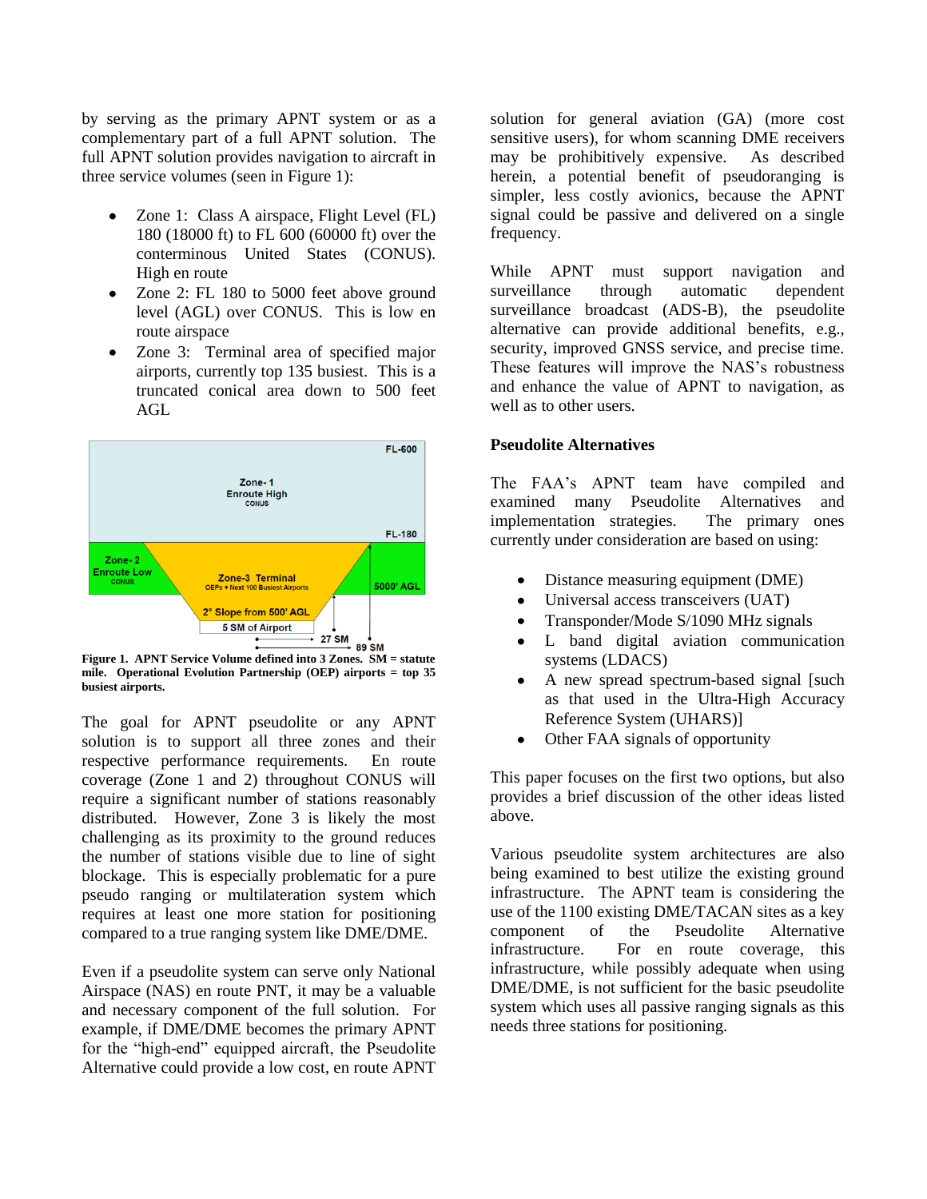by serving as the primary APNT system or as a complementary part of a full APNT solution. The full APNT solution provides navigation to aircraft in three service volumes (seen in Figure 1):

- Zone 1: Class A airspace, Flight Level (FL) 180 (18000 ft) to FL 600 (60000 ft) over the conterminous United States (CONUS). High en route
- Zone 2: FL 180 to 5000 feet above ground level (AGL) over CONUS. This is low en route airspace
- Zone 3: Terminal area of specified major airports, currently top 135 busiest. This is a truncated conical area down to 500 feet AGL

**Figure 1. APNT Service Volume defined into 3 Zones. SM = statute mile. Operational Evolution Partnership (OEP) airports = top 35 busiest airports.**

The goal for APNT pseudolite or any APNT solution is to support all three zones and their respective performance requirements. En route coverage (Zone 1 and 2) throughout CONUS will require a significant number of stations reasonably distributed. However, Zone 3 is likely the most challenging as its proximity to the ground reduces the number of stations visible due to line of sight blockage. This is especially problematic for a pure pseudo ranging or multilateration system which requires at least one more station for positioning compared to a true ranging system like DME/DME.

Even if a pseudolite system can serve only National Airspace (NAS) en route PNT, it may be a valuable and necessary component of the full solution. For example, if DME/DME becomes the primary APNT for the "high-end" equipped aircraft, the Pseudolite Alternative could provide a low cost, en route APNT solution for general aviation (GA) (more cost sensitive users), for whom scanning DME receivers may be prohibitively expensive. As described herein, a potential benefit of pseudoranging is simpler, less costly avionics, because the APNT signal could be passive and delivered on a single frequency.

While APNT must support navigation and surveillance through automatic dependent surveillance broadcast (ADS-B), the pseudolite alternative can provide additional benefits, e.g., security, improved GNSS service, and precise time. These features will improve the NAS's robustness and enhance the value of APNT to navigation, as well as to other users.

## Pseudolite Alternatives

The FAA's APNT team have compiled and examined many Pseudolite Alternatives and implementation strategies. The primary ones currently under consideration are based on using:

- Distance measuring equipment (DME)
- Universal access transceivers (UAT)
- Transponder/Mode S/1090 MHz signals
- L band digital aviation communication systems (LDACS)
- A new spread spectrum-based signal [such as that used in the Ultra-High Accuracy Reference System (UHARS)]
- Other FAA signals of opportunity

This paper focuses on the first two options, but also provides a brief discussion of the other ideas listed above.

Various pseudolite system architectures are also being examined to best utilize the existing ground infrastructure. The APNT team is considering the use of the 1100 existing DME/TACAN sites as a key component of the Pseudolite Alternative infrastructure. For en route coverage, this infrastructure, while possibly adequate when using DME/DME, is not sufficient for the basic pseudolite system which uses all passive ranging signals as this needs three stations for positioning.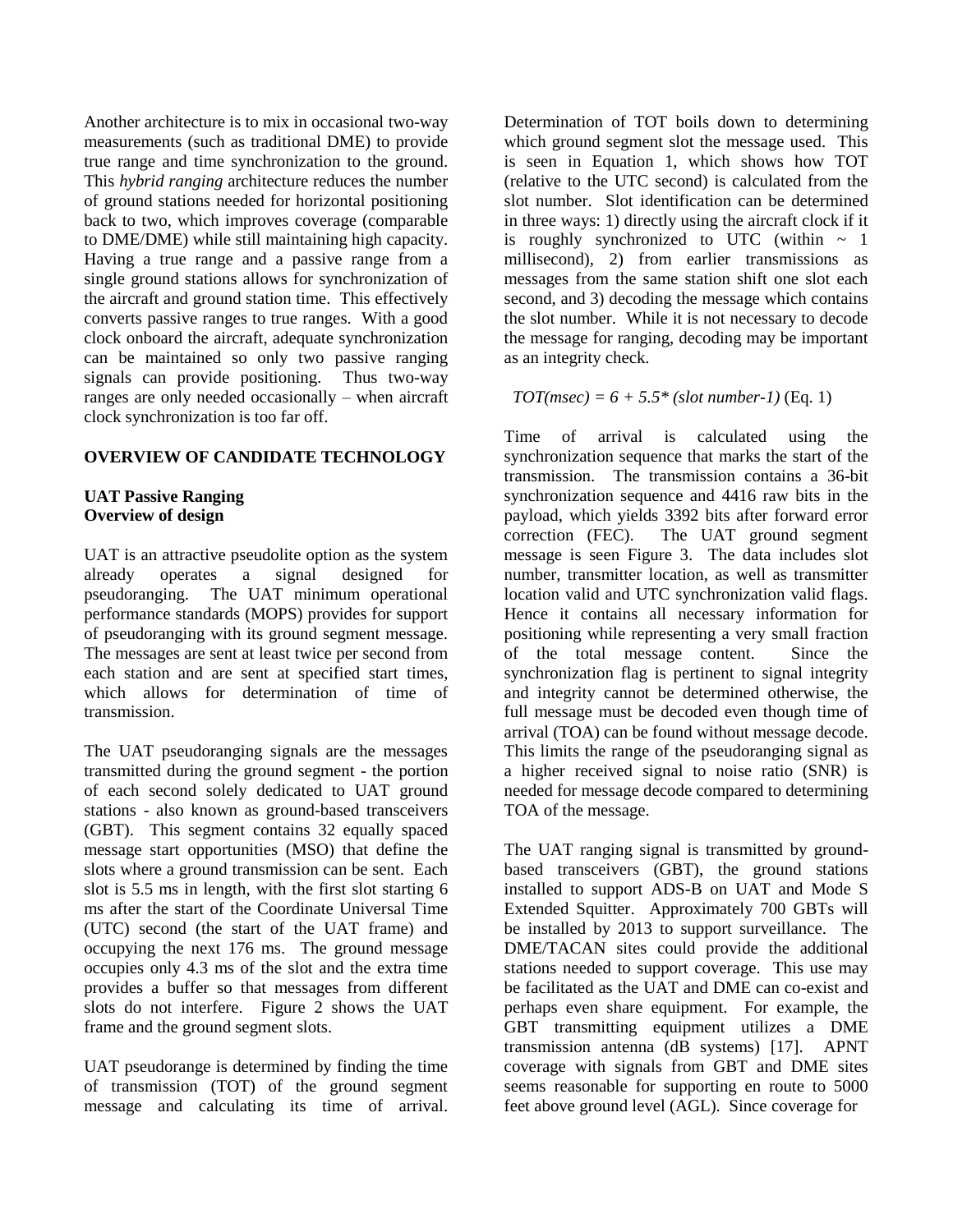Another architecture is to mix in occasional two-way measurements (such as traditional DME) to provide true range and time synchronization to the ground. This *hybrid ranging* architecture reduces the number of ground stations needed for horizontal positioning back to two, which improves coverage (comparable to DME/DME) while still maintaining high capacity. Having a true range and a passive range from a single ground stations allows for synchronization of the aircraft and ground station time. This effectively converts passive ranges to true ranges. With a good clock onboard the aircraft, adequate synchronization can be maintained so only two passive ranging signals can provide positioning. Thus two-way ranges are only needed occasionally – when aircraft clock synchronization is too far off.

## OVERVIEW OF CANDIDATE TECHNOLOGY

### UAT Passive Ranging

### Overview of design

UAT is an attractive pseudolite option as the system already operates a signal designed for pseudoranging. The UAT minimum operational performance standards (MOPS) provides for support of pseudoranging with its ground segment message. The messages are sent at least twice per second from each station and are sent at specified start times, which allows for determination of time of transmission.

The UAT pseudoranging signals are the messages transmitted during the ground segment - the portion of each second solely dedicated to UAT ground stations - also known as ground-based transceivers (GBT). This segment contains 32 equally spaced message start opportunities (MSO) that define the slots where a ground transmission can be sent. Each slot is 5.5 ms in length, with the first slot starting 6 ms after the start of the Coordinate Universal Time (UTC) second (the start of the UAT frame) and occupying the next 176 ms. The ground message occupies only 4.3 ms of the slot and the extra time provides a buffer so that messages from different slots do not interfere. Figure 2 shows the UAT frame and the ground segment slots.

UAT pseudorange is determined by finding the time of transmission (TOT) of the ground segment message and calculating its time of arrival. Determination of TOT boils down to determining which ground segment slot the message used. This is seen in Equation 1, which shows how TOT (relative to the UTC second) is calculated from the slot number. Slot identification can be determined in three ways: 1) directly using the aircraft clock if it is roughly synchronized to UTC (within ~ 1 millisecond), 2) from earlier transmissions as messages from the same station shift one slot each second, and 3) decoding the message which contains the slot number. While it is not necessary to decode the message for ranging, decoding may be important as an integrity check.

$$TOT(msec) = 6 + 5.5 * (slot\ number - 1) \quad \text{(Eq. 1)}$$

Time of arrival is calculated using the synchronization sequence that marks the start of the transmission. The transmission contains a 36-bit synchronization sequence and 4416 raw bits in the payload, which yields 3392 bits after forward error correction (FEC). The UAT ground segment message is seen Figure 3. The data includes slot number, transmitter location, as well as transmitter location valid and UTC synchronization valid flags. Hence it contains all necessary information for positioning while representing a very small fraction of the total message content. Since the synchronization flag is pertinent to signal integrity and integrity cannot be determined otherwise, the full message must be decoded even though time of arrival (TOA) can be found without message decode. This limits the range of the pseudoranging signal as a higher received signal to noise ratio (SNR) is needed for message decode compared to determining TOA of the message.

The UAT ranging signal is transmitted by ground-based transceivers (GBT), the ground stations installed to support ADS-B on UAT and Mode S Extended Squitter. Approximately 700 GBTs will be installed by 2013 to support surveillance. The DME/TACAN sites could provide the additional stations needed to support coverage. This use may be facilitated as the UAT and DME can co-exist and perhaps even share equipment. For example, the GBT transmitting equipment utilizes a DME transmission antenna (dB systems) [17]. APNT coverage with signals from GBT and DME sites seems reasonable for supporting en route to 5000 feet above ground level (AGL). Since coverage for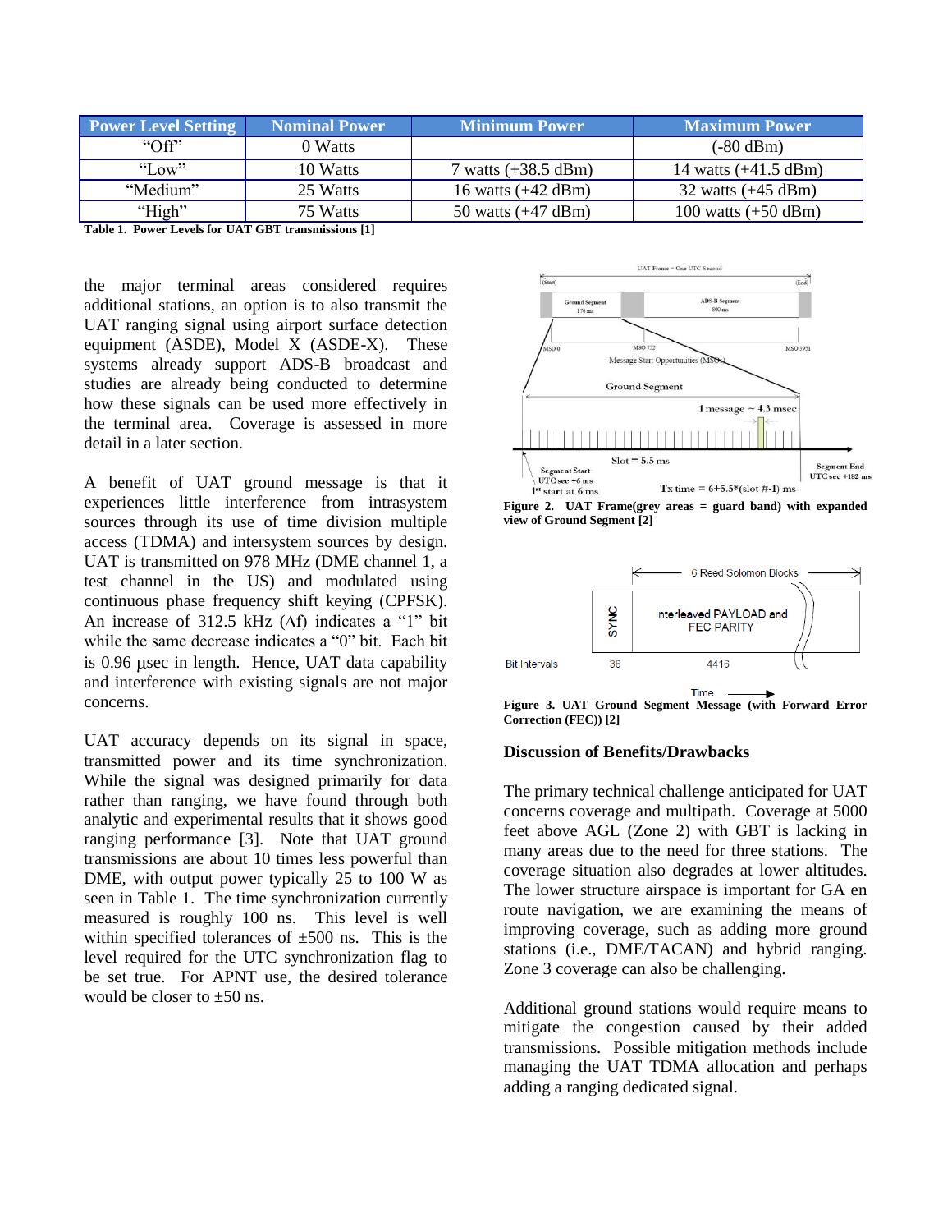| Power Level Setting | Nominal Power | Minimum Power | Maximum Power |
|---|---|---|---|
| "Off" | 0 Watts | | (-80 dBm) |
| "Low" | 10 Watts | 7 watts (+38.5 dBm) | 14 watts (+41.5 dBm) |
| "Medium" | 25 Watts | 16 watts (+42 dBm) | 32 watts (+45 dBm) |
| "High" | 75 Watts | 50 watts (+47 dBm) | 100 watts (+50 dBm) |

**Table 1. Power Levels for UAT GBT transmissions [1]**

the major terminal areas considered requires additional stations, an option is to also transmit the UAT ranging signal using airport surface detection equipment (ASDE), Model X (ASDE-X). These systems already support ADS-B broadcast and studies are already being conducted to determine how these signals can be used more effectively in the terminal area. Coverage is assessed in more detail in a later section.

A benefit of UAT ground message is that it experiences little interference from intrasystem sources through its use of time division multiple access (TDMA) and intersystem sources by design. UAT is transmitted on 978 MHz (DME channel 1, a test channel in the US) and modulated using continuous phase frequency shift keying (CPFSK). An increase of 312.5 kHz ($\Delta$f) indicates a "1" bit while the same decrease indicates a "0" bit. Each bit is 0.96 $\mu$sec in length. Hence, UAT data capability and interference with existing signals are not major concerns.

UAT accuracy depends on its signal in space, transmitted power and its time synchronization. While the signal was designed primarily for data rather than ranging, we have found through both analytic and experimental results that it shows good ranging performance [3]. Note that UAT ground transmissions are about 10 times less powerful than DME, with output power typically 25 to 100 W as seen in Table 1. The time synchronization currently measured is roughly 100 ns. This level is well within specified tolerances of ±500 ns. This is the level required for the UTC synchronization flag to be set true. For APNT use, the desired tolerance would be closer to ±50 ns.

**Figure 2. UAT Frame(grey areas = guard band) with expanded view of Ground Segment [2]**

**Figure 3. UAT Ground Segment Message (with Forward Error Correction (FEC)) [2]**

### Discussion of Benefits/Drawbacks

The primary technical challenge anticipated for UAT concerns coverage and multipath. Coverage at 5000 feet above AGL (Zone 2) with GBT is lacking in many areas due to the need for three stations. The coverage situation also degrades at lower altitudes. The lower structure airspace is important for GA en route navigation, we are examining the means of improving coverage, such as adding more ground stations (i.e., DME/TACAN) and hybrid ranging. Zone 3 coverage can also be challenging.

Additional ground stations would require means to mitigate the congestion caused by their added transmissions. Possible mitigation methods include managing the UAT TDMA allocation and perhaps adding a ranging dedicated signal.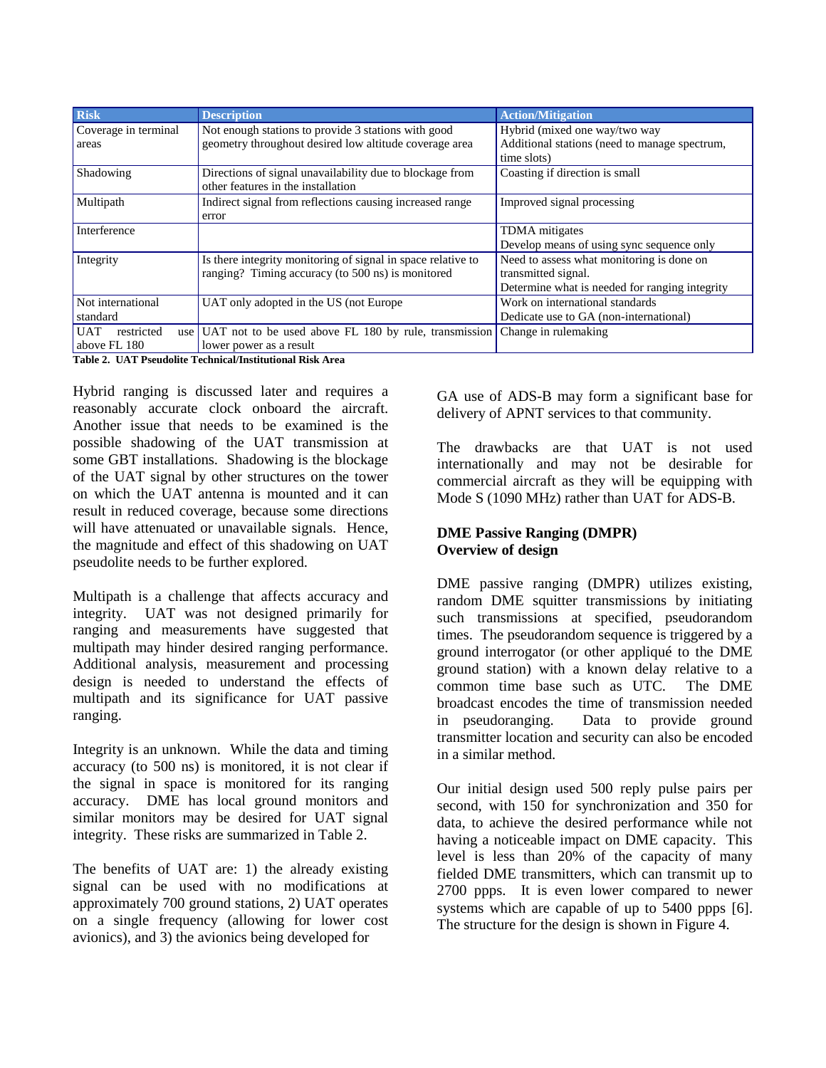| Risk | Description | Action/Mitigation |
| --- | --- | --- |
| Coverage in terminal areas | Not enough stations to provide 3 stations with good geometry throughout desired low altitude coverage area | Hybrid (mixed one way/two way<br>Additional stations (need to manage spectrum, time slots) |
| Shadowing | Directions of signal unavailability due to blockage from other features in the installation | Coasting if direction is small |
| Multipath | Indirect signal from reflections causing increased range error | Improved signal processing |
| Interference | | TDMA mitigates<br>Develop means of using sync sequence only |
| Integrity | Is there integrity monitoring of signal in space relative to ranging? Timing accuracy (to 500 ns) is monitored | Need to assess what monitoring is done on transmitted signal.<br>Determine what is needed for ranging integrity |
| Not international standard | UAT only adopted in the US (not Europe | Work on international standards<br>Dedicate use to GA (non-international) |
| UAT restricted use above FL 180 | UAT not to be used above FL 180 by rule, transmission lower power as a result | Change in rulemaking |

**Table 2. UAT Pseudolite Technical/Institutional Risk Area**

Hybrid ranging is discussed later and requires a reasonably accurate clock onboard the aircraft. Another issue that needs to be examined is the possible shadowing of the UAT transmission at some GBT installations. Shadowing is the blockage of the UAT signal by other structures on the tower on which the UAT antenna is mounted and it can result in reduced coverage, because some directions will have attenuated or unavailable signals. Hence, the magnitude and effect of this shadowing on UAT pseudolite needs to be further explored.

Multipath is a challenge that affects accuracy and integrity. UAT was not designed primarily for ranging and measurements have suggested that multipath may hinder desired ranging performance. Additional analysis, measurement and processing design is needed to understand the effects of multipath and its significance for UAT passive ranging.

Integrity is an unknown. While the data and timing accuracy (to 500 ns) is monitored, it is not clear if the signal in space is monitored for its ranging accuracy. DME has local ground monitors and similar monitors may be desired for UAT signal integrity. These risks are summarized in Table 2.

The benefits of UAT are: 1) the already existing signal can be used with no modifications at approximately 700 ground stations, 2) UAT operates on a single frequency (allowing for lower cost avionics), and 3) the avionics being developed for GA use of ADS-B may form a significant base for delivery of APNT services to that community.

The drawbacks are that UAT is not used internationally and may not be desirable for commercial aircraft as they will be equipping with Mode S (1090 MHz) rather than UAT for ADS-B.

**DME Passive Ranging (DMPR)**
**Overview of design**

DME passive ranging (DMPR) utilizes existing, random DME squitter transmissions by initiating such transmissions at specified, pseudorandom times. The pseudorandom sequence is triggered by a ground interrogator (or other appliqué to the DME ground station) with a known delay relative to a common time base such as UTC. The DME broadcast encodes the time of transmission needed in pseudoranging. Data to provide ground transmitter location and security can also be encoded in a similar method.

Our initial design used 500 reply pulse pairs per second, with 150 for synchronization and 350 for data, to achieve the desired performance while not having a noticeable impact on DME capacity. This level is less than 20% of the capacity of many fielded DME transmitters, which can transmit up to 2700 ppps. It is even lower compared to newer systems which are capable of up to 5400 ppps [6]. The structure for the design is shown in Figure 4.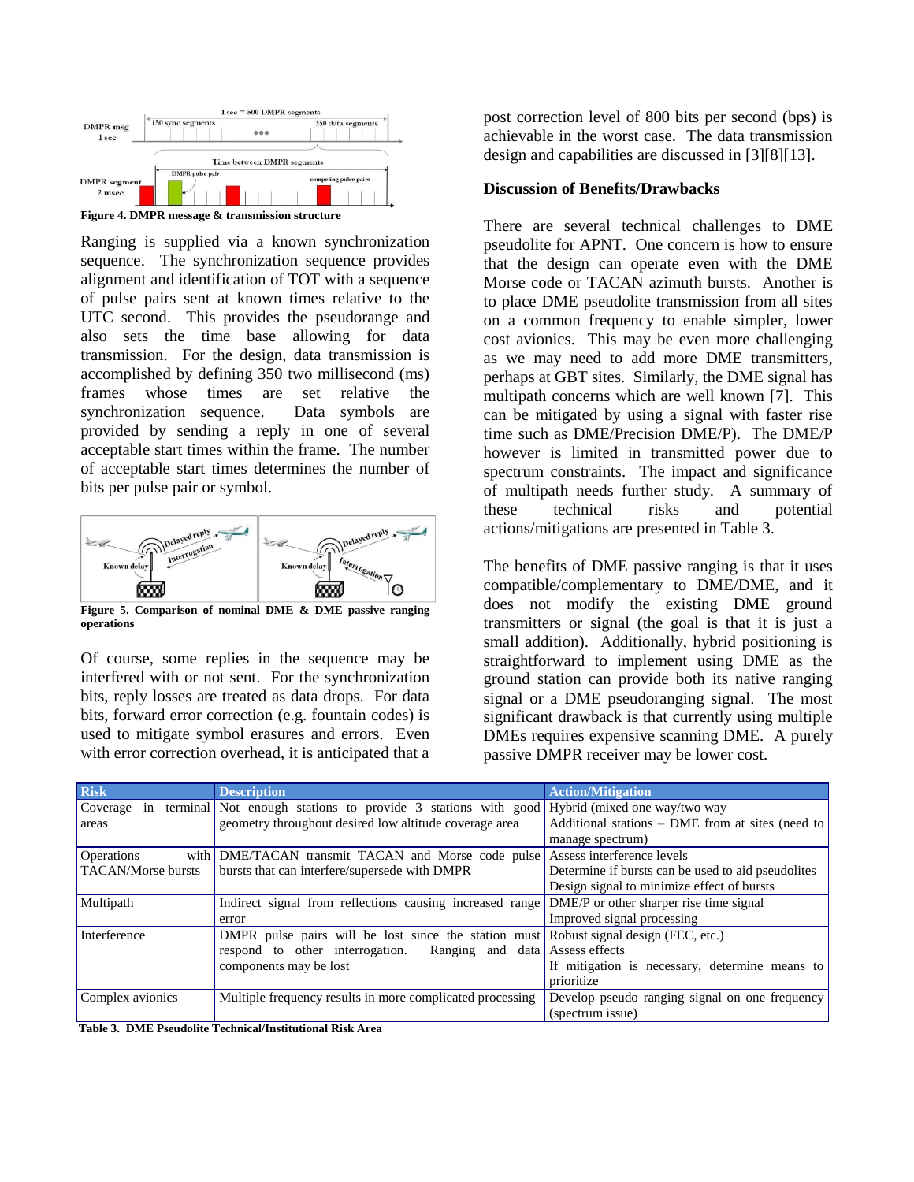Figure 4. DMPR message & transmission structure

Ranging is supplied via a known synchronization sequence. The synchronization sequence provides alignment and identification of TOT with a sequence of pulse pairs sent at known times relative to the UTC second. This provides the pseudorange and also sets the time base allowing for data transmission. For the design, data transmission is accomplished by defining 350 two millisecond (ms) frames whose times are set relative the synchronization sequence. Data symbols are provided by sending a reply in one of several acceptable start times within the frame. The number of acceptable start times determines the number of bits per pulse pair or symbol.

Figure 5. Comparison of nominal DME & DME passive ranging operations

Of course, some replies in the sequence may be interfered with or not sent. For the synchronization bits, reply losses are treated as data drops. For data bits, forward error correction (e.g. fountain codes) is used to mitigate symbol erasures and errors. Even with error correction overhead, it is anticipated that a post correction level of 800 bits per second (bps) is achievable in the worst case. The data transmission design and capabilities are discussed in [3][8][13].

**Discussion of Benefits/Drawbacks**

There are several technical challenges to DME pseudolite for APNT. One concern is how to ensure that the design can operate even with the DME Morse code or TACAN azimuth bursts. Another is to place DME pseudolite transmission from all sites on a common frequency to enable simpler, lower cost avionics. This may be even more challenging as we may need to add more DME transmitters, perhaps at GBT sites. Similarly, the DME signal has multipath concerns which are well known [7]. This can be mitigated by using a signal with faster rise time such as DME/Precision DME/P). The DME/P however is limited in transmitted power due to spectrum constraints. The impact and significance of multipath needs further study. A summary of these technical risks and potential actions/mitigations are presented in Table 3.

The benefits of DME passive ranging is that it uses compatible/complementary to DME/DME, and it does not modify the existing DME ground transmitters or signal (the goal is that it is just a small addition). Additionally, hybrid positioning is straightforward to implement using DME as the ground station can provide both its native ranging signal or a DME pseudoranging signal. The most significant drawback is that currently using multiple DMEs requires expensive scanning DME. A purely passive DMPR receiver may be lower cost.

| Risk | Description | Action/Mitigation |
|---|---|---|
| Coverage in terminal areas | Not enough stations to provide 3 stations with good geometry throughout desired low altitude coverage area | Hybrid (mixed one way/two way<br>Additional stations – DME from at sites (need to manage spectrum) |
| Operations with TACAN/Morse bursts | DME/TACAN transmit TACAN and Morse code pulse bursts that can interfere/supersede with DMPR | Assess interference levels<br>Determine if bursts can be used to aid pseudolites<br>Design signal to minimize effect of bursts |
| Multipath | Indirect signal from reflections causing increased range error | DME/P or other sharper rise time signal<br>Improved signal processing |
| Interference | DMPR pulse pairs will be lost since the station must respond to other interrogation. Ranging and data components may be lost | Robust signal design (FEC, etc.)<br>Assess effects<br>If mitigation is necessary, determine means to prioritize |
| Complex avionics | Multiple frequency results in more complicated processing | Develop pseudo ranging signal on one frequency (spectrum issue) |

Table 3. DME Pseudolite Technical/Institutional Risk Area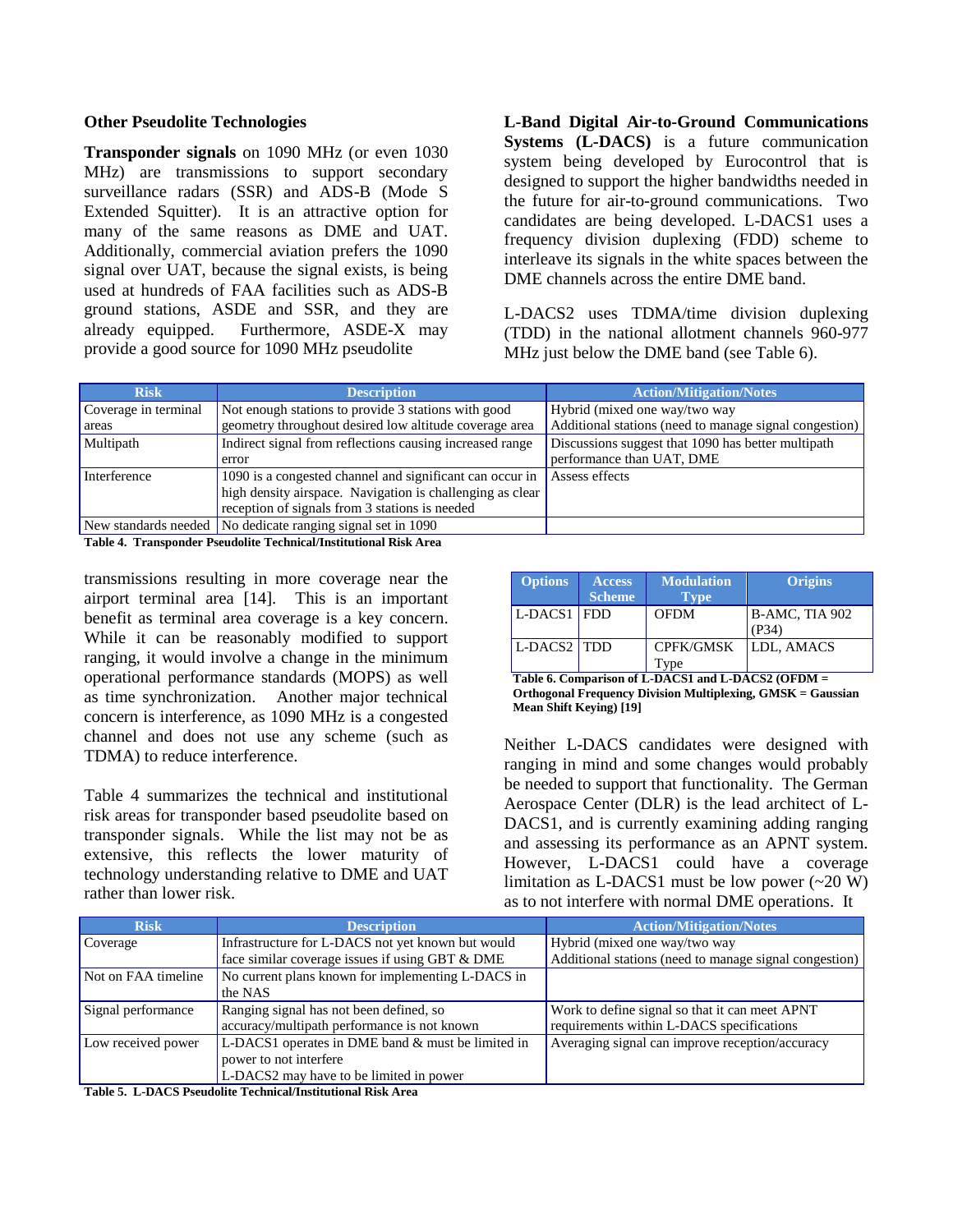**Other Pseudolite Technologies**

**Transponder signals** on 1090 MHz (or even 1030 MHz) are transmissions to support secondary surveillance radars (SSR) and ADS-B (Mode S Extended Squitter). It is an attractive option for many of the same reasons as DME and UAT. Additionally, commercial aviation prefers the 1090 signal over UAT, because the signal exists, is being used at hundreds of FAA facilities such as ADS-B ground stations, ASDE and SSR, and they are already equipped. Furthermore, ASDE-X may provide a good source for 1090 MHz pseudolite transmissions resulting in more coverage near the airport terminal area [14]. This is an important benefit as terminal area coverage is a key concern. While it can be reasonably modified to support ranging, it would involve a change in the minimum operational performance standards (MOPS) as well as time synchronization. Another major technical concern is interference, as 1090 MHz is a congested channel and does not use any scheme (such as TDMA) to reduce interference.

| Risk | Description | Action/Mitigation/Notes |
|---|---|---|
| Coverage in terminal areas | Not enough stations to provide 3 stations with good geometry throughout desired low altitude coverage area | Hybrid (mixed one way/two way<br>Additional stations (need to manage signal congestion) |
| Multipath | Indirect signal from reflections causing increased range error | Discussions suggest that 1090 has better multipath performance than UAT, DME |
| Interference | 1090 is a congested channel and significant can occur in high density airspace. Navigation is challenging as clear reception of signals from 3 stations is needed | Assess effects |
| New standards needed | No dedicate ranging signal set in 1090 | |

**Table 4. Transponder Pseudolite Technical/Institutional Risk Area**

Table 4 summarizes the technical and institutional risk areas for transponder based pseudolite based on transponder signals. While the list may not be as extensive, this reflects the lower maturity of technology understanding relative to DME and UAT rather than lower risk.

**L-Band Digital Air-to-Ground Communications Systems (L-DACS)** is a future communication system being developed by Eurocontrol that is designed to support the higher bandwidths needed in the future for air-to-ground communications. Two candidates are being developed. L-DACS1 uses a frequency division duplexing (FDD) scheme to interleave its signals in the white spaces between the DME channels across the entire DME band.

L-DACS2 uses TDMA/time division duplexing (TDD) in the national allotment channels 960-977 MHz just below the DME band (see Table 6).

| Options | Access Scheme | Modulation Type | Origins |
|---|---|---|---|
| L-DACS1 | FDD | OFDM | B-AMC, TIA 902 (P34) |
| L-DACS2 | TDD | CPFK/GMSK Type | LDL, AMACS |

**Table 6. Comparison of L-DACS1 and L-DACS2 (OFDM = Orthogonal Frequency Division Multiplexing, GMSK = Gaussian Mean Shift Keying) [19]**

Neither L-DACS candidates were designed with ranging in mind and some changes would probably be needed to support that functionality. The German Aerospace Center (DLR) is the lead architect of L-DACS1, and is currently examining adding ranging and assessing its performance as an APNT system. However, L-DACS1 could have a coverage limitation as L-DACS1 must be low power (~20 W) as to not interfere with normal DME operations. It

| Risk | Description | Action/Mitigation/Notes |
|---|---|---|
| Coverage | Infrastructure for L-DACS not yet known but would face similar coverage issues if using GBT & DME | Hybrid (mixed one way/two way<br>Additional stations (need to manage signal congestion) |
| Not on FAA timeline | No current plans known for implementing L-DACS in the NAS | |
| Signal performance | Ranging signal has not been defined, so accuracy/multipath performance is not known | Work to define signal so that it can meet APNT requirements within L-DACS specifications |
| Low received power | L-DACS1 operates in DME band & must be limited in power to not interfere<br>L-DACS2 may have to be limited in power | Averaging signal can improve reception/accuracy |

**Table 5. L-DACS Pseudolite Technical/Institutional Risk Area**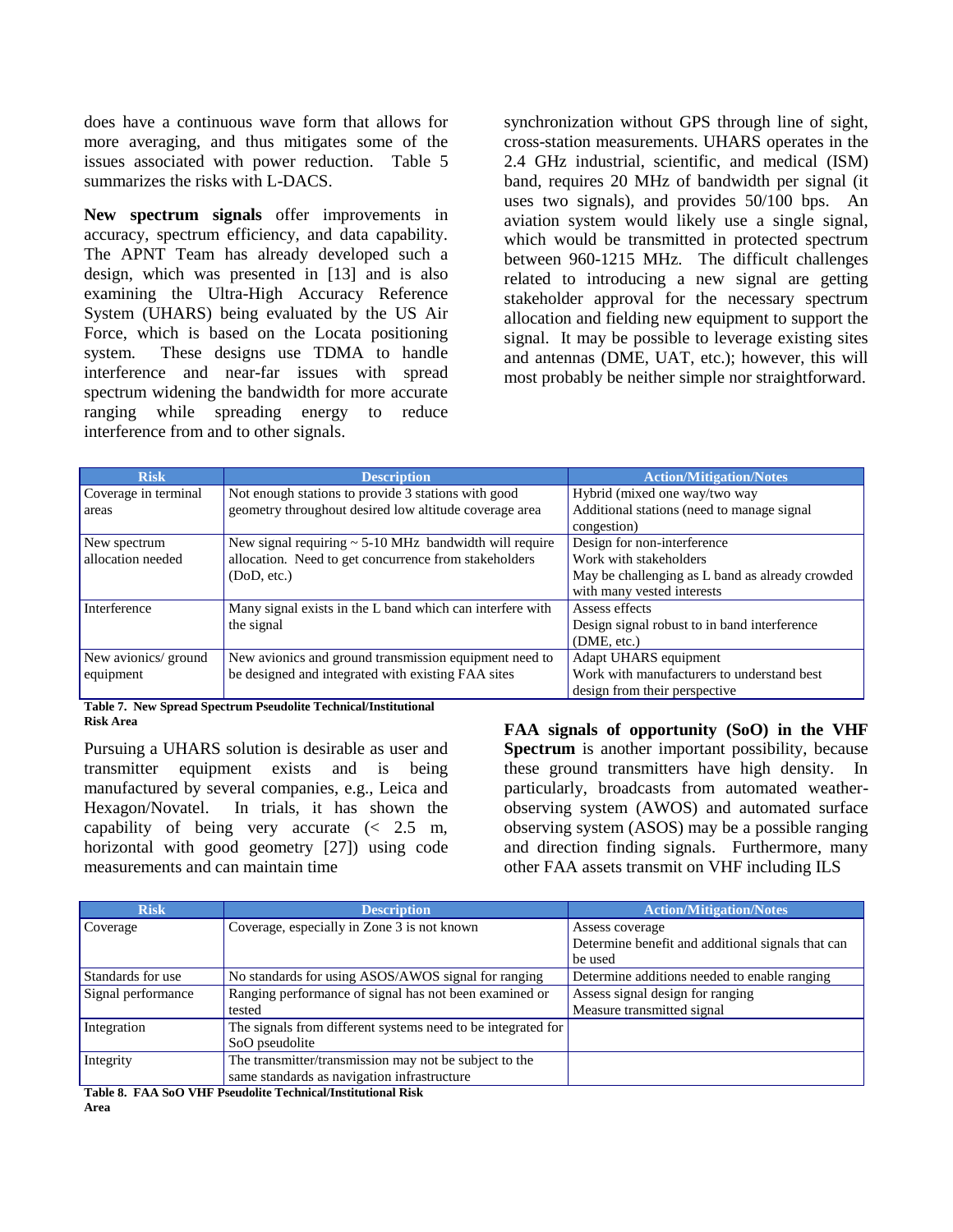does have a continuous wave form that allows for more averaging, and thus mitigates some of the issues associated with power reduction. Table 5 summarizes the risks with L-DACS.

**New spectrum signals** offer improvements in accuracy, spectrum efficiency, and data capability. The APNT Team has already developed such a design, which was presented in [13] and is also examining the Ultra-High Accuracy Reference System (UHARS) being evaluated by the US Air Force, which is based on the Locata positioning system. These designs use TDMA to handle interference and near-far issues with spread spectrum widening the bandwidth for more accurate ranging while spreading energy to reduce interference from and to other signals.

| Risk | Description | Action/Mitigation/Notes |
|---|---|---|
| Coverage in terminal areas | Not enough stations to provide 3 stations with good geometry throughout desired low altitude coverage area | Hybrid (mixed one way/two way<br>Additional stations (need to manage signal congestion) |
| New spectrum allocation needed | New signal requiring ~ 5-10 MHz bandwidth will require allocation. Need to get concurrence from stakeholders (DoD, etc.) | Design for non-interference<br>Work with stakeholders<br>May be challenging as L band as already crowded with many vested interests |
| Interference | Many signal exists in the L band which can interfere with the signal | Assess effects<br>Design signal robust to in band interference (DME, etc.) |
| New avionics/ ground equipment | New avionics and ground transmission equipment need to be designed and integrated with existing FAA sites | Adapt UHARS equipment<br>Work with manufacturers to understand best design from their perspective |

**Table 7. New Spread Spectrum Pseudolite Technical/Institutional Risk Area**

Pursuing a UHARS solution is desirable as user and transmitter equipment exists and is being manufactured by several companies, e.g., Leica and Hexagon/Novatel. In trials, it has shown the capability of being very accurate (< 2.5 m, horizontal with good geometry [27]) using code measurements and can maintain time synchronization without GPS through line of sight, cross-station measurements. UHARS operates in the 2.4 GHz industrial, scientific, and medical (ISM) band, requires 20 MHz of bandwidth per signal (it uses two signals), and provides 50/100 bps. An aviation system would likely use a single signal, which would be transmitted in protected spectrum between 960-1215 MHz. The difficult challenges related to introducing a new signal are getting stakeholder approval for the necessary spectrum allocation and fielding new equipment to support the signal. It may be possible to leverage existing sites and antennas (DME, UAT, etc.); however, this will most probably be neither simple nor straightforward.

**FAA signals of opportunity (SoO) in the VHF Spectrum** is another important possibility, because these ground transmitters have high density. In particularly, broadcasts from automated weather-observing system (AWOS) and automated surface observing system (ASOS) may be a possible ranging and direction finding signals. Furthermore, many other FAA assets transmit on VHF including ILS

| Risk | Description | Action/Mitigation/Notes |
|---|---|---|
| Coverage | Coverage, especially in Zone 3 is not known | Assess coverage<br>Determine benefit and additional signals that can be used |
| Standards for use | No standards for using ASOS/AWOS signal for ranging | Determine additions needed to enable ranging |
| Signal performance | Ranging performance of signal has not been examined or tested | Assess signal design for ranging<br>Measure transmitted signal |
| Integration | The signals from different systems need to be integrated for SoO pseudolite | |
| Integrity | The transmitter/transmission may not be subject to the same standards as navigation infrastructure | |

**Table 8. FAA SoO VHF Pseudolite Technical/Institutional Risk Area**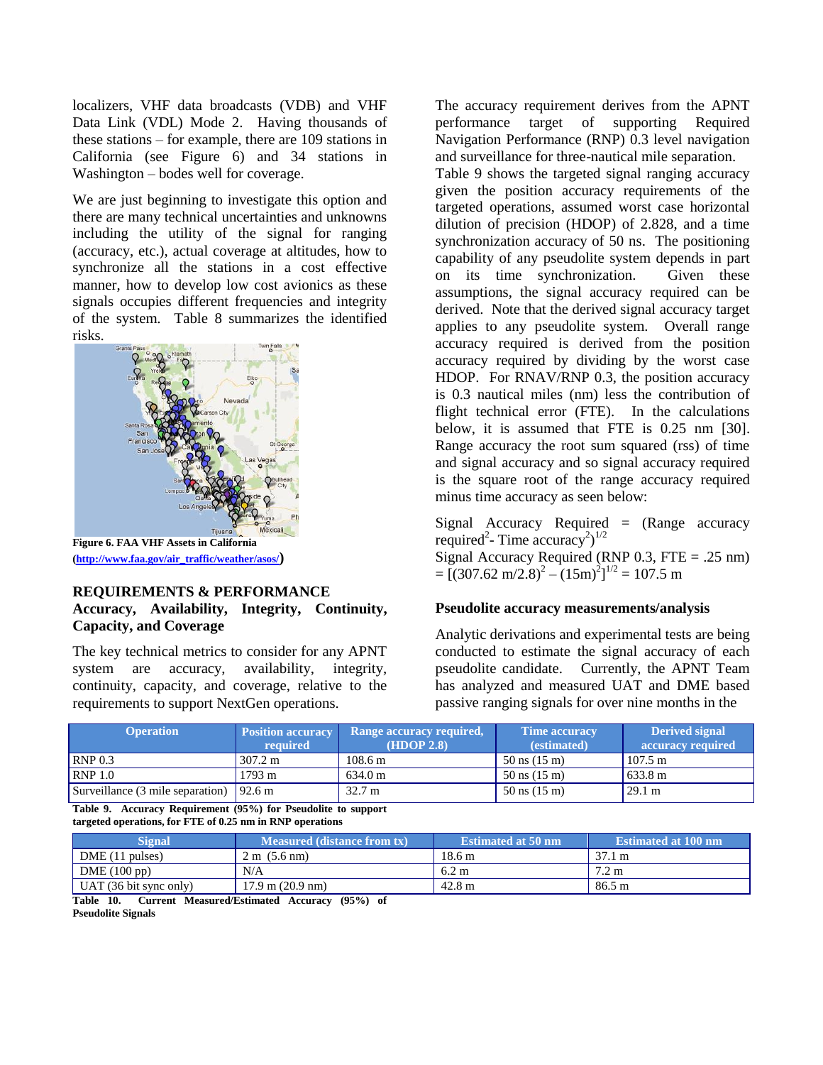localizers, VHF data broadcasts (VDB) and VHF Data Link (VDL) Mode 2. Having thousands of these stations – for example, there are 109 stations in California (see Figure 6) and 34 stations in Washington – bodes well for coverage.

We are just beginning to investigate this option and there are many technical uncertainties and unknowns including the utility of the signal for ranging (accuracy, etc.), actual coverage at altitudes, how to synchronize all the stations in a cost effective manner, how to develop low cost avionics as these signals occupies different frequencies and integrity of the system. Table 8 summarizes the identified risks.

**Figure 6. FAA VHF Assets in California (http://www.faa.gov/air_traffic/weather/asos/)**

## REQUIREMENTS & PERFORMANCE

### Accuracy, Availability, Integrity, Continuity, Capacity, and Coverage

The key technical metrics to consider for any APNT system are accuracy, availability, integrity, continuity, capacity, and coverage, relative to the requirements to support NextGen operations.

The accuracy requirement derives from the APNT performance target of supporting Required Navigation Performance (RNP) 0.3 level navigation and surveillance for three-nautical mile separation.

Table 9 shows the targeted signal ranging accuracy given the position accuracy requirements of the targeted operations, assumed worst case horizontal dilution of precision (HDOP) of 2.828, and a time synchronization accuracy of 50 ns. The positioning capability of any pseudolite system depends in part on its time synchronization. Given these assumptions, the signal accuracy required can be derived. Note that the derived signal accuracy target applies to any pseudolite system. Overall range accuracy required is derived from the position accuracy required by dividing by the worst case HDOP. For RNAV/RNP 0.3, the position accuracy is 0.3 nautical miles (nm) less the contribution of flight technical error (FTE). In the calculations below, it is assumed that FTE is 0.25 nm [30]. Range accuracy the root sum squared (rss) of time and signal accuracy and so signal accuracy required is the square root of the range accuracy required minus time accuracy as seen below:

Signal Accuracy Required = (Range accuracy required$^2$ - Time accuracy$^2$)$^{1/2}$

Signal Accuracy Required (RNP 0.3, FTE = .25 nm) = $[(307.62\text{ m}/2.8)^2 - (15\text{m})^2]^{1/2} = 107.5$ m

### Pseudolite accuracy measurements/analysis

Analytic derivations and experimental tests are being conducted to estimate the signal accuracy of each pseudolite candidate. Currently, the APNT Team has analyzed and measured UAT and DME based passive ranging signals for over nine months in the

| Operation | Position accuracy required | Range accuracy required, (HDOP 2.8) | Time accuracy (estimated) | Derived signal accuracy required |
|---|---|---|---|---|
| RNP 0.3 | 307.2 m | 108.6 m | 50 ns (15 m) | 107.5 m |
| RNP 1.0 | 1793 m | 634.0 m | 50 ns (15 m) | 633.8 m |
| Surveillance (3 mile separation) | 92.6 m | 32.7 m | 50 ns (15 m) | 29.1 m |

**Table 9. Accuracy Requirement (95%) for Pseudolite to support targeted operations, for FTE of 0.25 nm in RNP operations**

| Signal | Measured (distance from tx) | Estimated at 50 nm | Estimated at 100 nm |
|---|---|---|---|
| DME (11 pulses) | 2 m (5.6 nm) | 18.6 m | 37.1 m |
| DME (100 pp) | N/A | 6.2 m | 7.2 m |
| UAT (36 bit sync only) | 17.9 m (20.9 nm) | 42.8 m | 86.5 m |

**Table 10. Current Measured/Estimated Accuracy (95%) of Pseudolite Signals**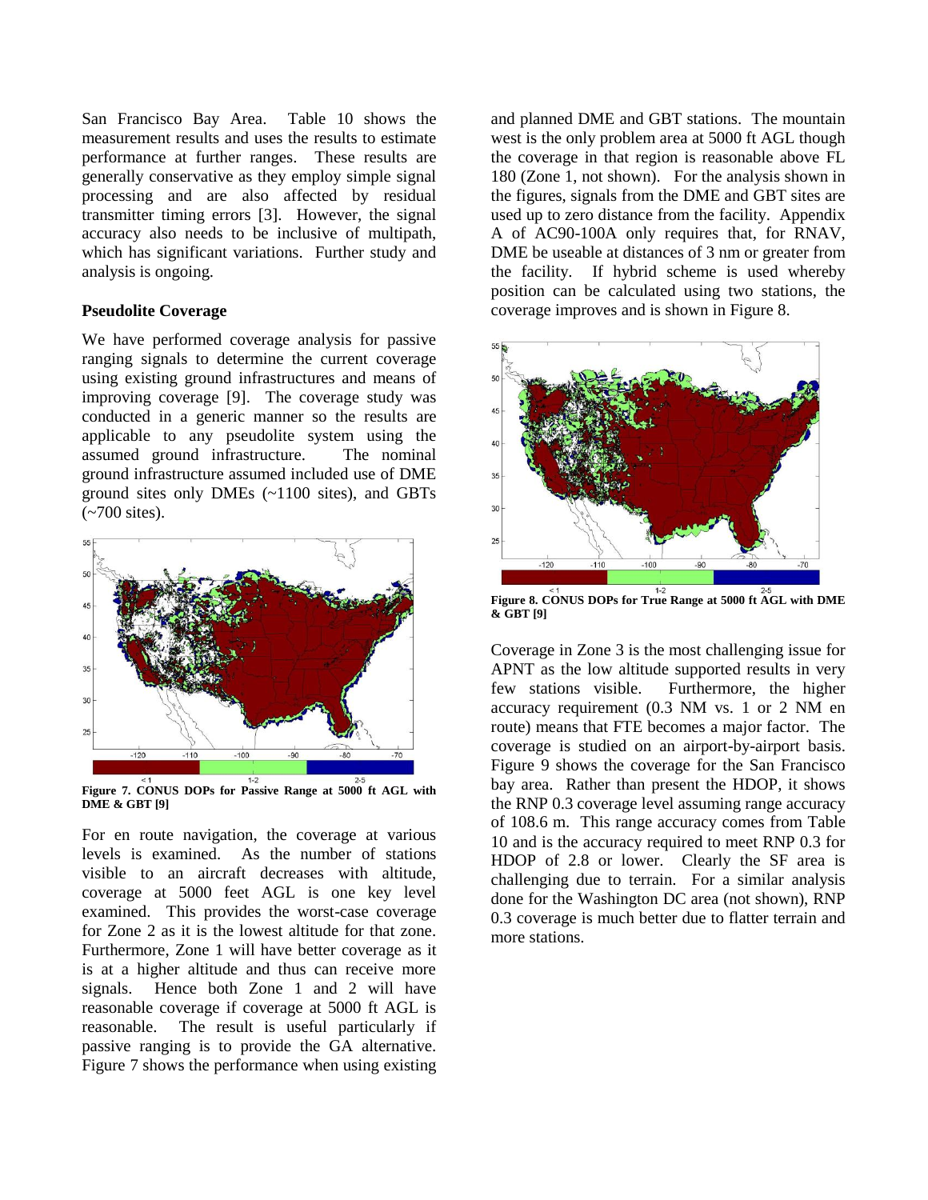San Francisco Bay Area. Table 10 shows the measurement results and uses the results to estimate performance at further ranges. These results are generally conservative as they employ simple signal processing and are also affected by residual transmitter timing errors [3]. However, the signal accuracy also needs to be inclusive of multipath, which has significant variations. Further study and analysis is ongoing.

### Pseudolite Coverage

We have performed coverage analysis for passive ranging signals to determine the current coverage using existing ground infrastructures and means of improving coverage [9]. The coverage study was conducted in a generic manner so the results are applicable to any pseudolite system using the assumed ground infrastructure. The nominal ground infrastructure assumed included use of DME ground sites only DMEs (~1100 sites), and GBTs (~700 sites).

**Figure 7. CONUS DOPs for Passive Range at 5000 ft AGL with DME & GBT [9]**

For en route navigation, the coverage at various levels is examined. As the number of stations visible to an aircraft decreases with altitude, coverage at 5000 feet AGL is one key level examined. This provides the worst-case coverage for Zone 2 as it is the lowest altitude for that zone. Furthermore, Zone 1 will have better coverage as it is at a higher altitude and thus can receive more signals. Hence both Zone 1 and 2 will have reasonable coverage if coverage at 5000 ft AGL is reasonable. The result is useful particularly if passive ranging is to provide the GA alternative. Figure 7 shows the performance when using existing and planned DME and GBT stations. The mountain west is the only problem area at 5000 ft AGL though the coverage in that region is reasonable above FL 180 (Zone 1, not shown). For the analysis shown in the figures, signals from the DME and GBT sites are used up to zero distance from the facility. Appendix A of AC90-100A only requires that, for RNAV, DME be useable at distances of 3 nm or greater from the facility. If hybrid scheme is used whereby position can be calculated using two stations, the coverage improves and is shown in Figure 8.

**Figure 8. CONUS DOPs for True Range at 5000 ft AGL with DME & GBT [9]**

Coverage in Zone 3 is the most challenging issue for APNT as the low altitude supported results in very few stations visible. Furthermore, the higher accuracy requirement (0.3 NM vs. 1 or 2 NM en route) means that FTE becomes a major factor. The coverage is studied on an airport-by-airport basis. Figure 9 shows the coverage for the San Francisco bay area. Rather than present the HDOP, it shows the RNP 0.3 coverage level assuming range accuracy of 108.6 m. This range accuracy comes from Table 10 and is the accuracy required to meet RNP 0.3 for HDOP of 2.8 or lower. Clearly the SF area is challenging due to terrain. For a similar analysis done for the Washington DC area (not shown), RNP 0.3 coverage is much better due to flatter terrain and more stations.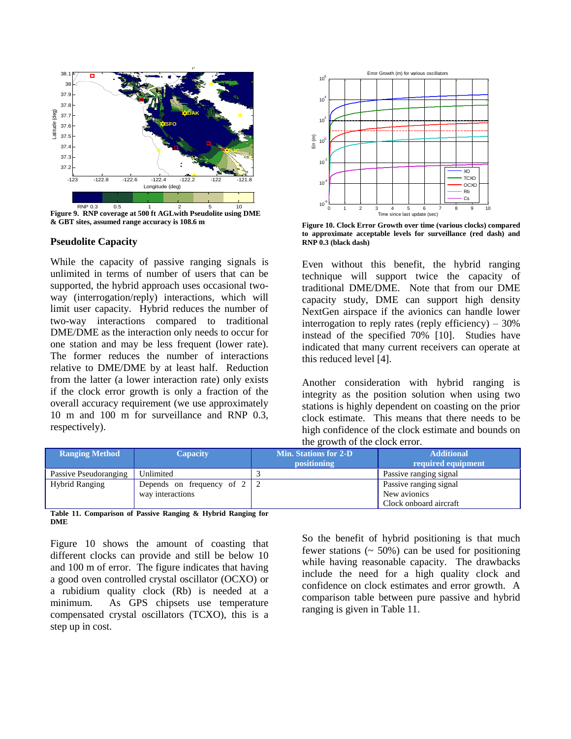**Figure 9. RNP coverage at 500 ft AGLwith Pseudolite using DME & GBT sites, assumed range accuracy is 108.6 m**

**Figure 10. Clock Error Growth over time (various clocks) compared to approximate acceptable levels for surveillance (red dash) and RNP 0.3 (black dash)**

## Pseudolite Capacity

While the capacity of passive ranging signals is unlimited in terms of number of users that can be supported, the hybrid approach uses occasional two-way (interrogation/reply) interactions, which will limit user capacity. Hybrid reduces the number of two-way interactions compared to traditional DME/DME as the interaction only needs to occur for one station and may be less frequent (lower rate). The former reduces the number of interactions relative to DME/DME by at least half. Reduction from the latter (a lower interaction rate) only exists if the clock error growth is only a fraction of the overall accuracy requirement (we use approximately 10 m and 100 m for surveillance and RNP 0.3, respectively).

Even without this benefit, the hybrid ranging technique will support twice the capacity of traditional DME/DME. Note that from our DME capacity study, DME can support high density NextGen airspace if the avionics can handle lower interrogation to reply rates (reply efficiency) – 30% instead of the specified 70% [10]. Studies have indicated that many current receivers can operate at this reduced level [4].

Another consideration with hybrid ranging is integrity as the position solution when using two stations is highly dependent on coasting on the prior clock estimate. This means that there needs to be high confidence of the clock estimate and bounds on the growth of the clock error.

| Ranging Method | Capacity | Min. Stations for 2-D positioning | Additional required equipment |
|---|---|---|---|
| Passive Pseudoranging | Unlimited | 3 | Passive ranging signal |
| Hybrid Ranging | Depends on frequency of 2 way interactions | 2 | Passive ranging signal<br>New avionics<br>Clock onboard aircraft |

**Table 11. Comparison of Passive Ranging & Hybrid Ranging for DME**

Figure 10 shows the amount of coasting that different clocks can provide and still be below 10 and 100 m of error. The figure indicates that having a good oven controlled crystal oscillator (OCXO) or a rubidium quality clock (Rb) is needed at a minimum. As GPS chipsets use temperature compensated crystal oscillators (TCXO), this is a step up in cost.

So the benefit of hybrid positioning is that much fewer stations (~ 50%) can be used for positioning while having reasonable capacity. The drawbacks include the need for a high quality clock and confidence on clock estimates and error growth. A comparison table between pure passive and hybrid ranging is given in Table 11.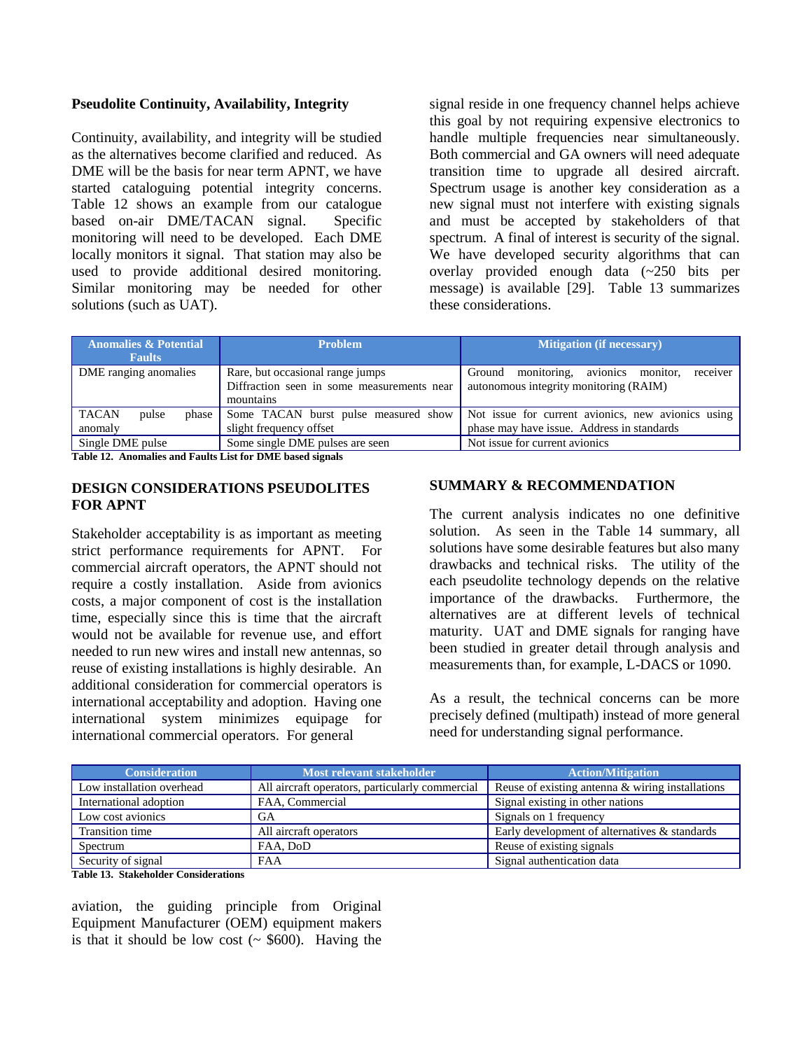### Pseudolite Continuity, Availability, Integrity

Continuity, availability, and integrity will be studied as the alternatives become clarified and reduced. As DME will be the basis for near term APNT, we have started cataloguing potential integrity concerns. Table 12 shows an example from our catalogue based on-air DME/TACAN signal. Specific monitoring will need to be developed. Each DME locally monitors it signal. That station may also be used to provide additional desired monitoring. Similar monitoring may be needed for other solutions (such as UAT).

| Anomalies & Potential Faults | Problem | Mitigation (if necessary) |
|---|---|---|
| DME ranging anomalies | Rare, but occasional range jumps<br>Diffraction seen in some measurements near mountains | Ground monitoring, avionics monitor, receiver autonomous integrity monitoring (RAIM) |
| TACAN pulse phase anomaly | Some TACAN burst pulse measured show slight frequency offset | Not issue for current avionics, new avionics using phase may have issue. Address in standards |
| Single DME pulse | Some single DME pulses are seen | Not issue for current avionics |

**Table 12. Anomalies and Faults List for DME based signals**

## DESIGN CONSIDERATIONS PSEUDOLITES FOR APNT

Stakeholder acceptability is as important as meeting strict performance requirements for APNT. For commercial aircraft operators, the APNT should not require a costly installation. Aside from avionics costs, a major component of cost is the installation time, especially since this is time that the aircraft would not be available for revenue use, and effort needed to run new wires and install new antennas, so reuse of existing installations is highly desirable. An additional consideration for commercial operators is international acceptability and adoption. Having one international system minimizes equipage for international commercial operators. For general aviation, the guiding principle from Original Equipment Manufacturer (OEM) equipment makers is that it should be low cost (~ $600). Having the signal reside in one frequency channel helps achieve this goal by not requiring expensive electronics to handle multiple frequencies near simultaneously. Both commercial and GA owners will need adequate transition time to upgrade all desired aircraft. Spectrum usage is another key consideration as a new signal must not interfere with existing signals and must be accepted by stakeholders of that spectrum. A final of interest is security of the signal. We have developed security algorithms that can overlay provided enough data (~250 bits per message) is available [29]. Table 13 summarizes these considerations.

| Consideration | Most relevant stakeholder | Action/Mitigation |
|---|---|---|
| Low installation overhead | All aircraft operators, particularly commercial | Reuse of existing antenna & wiring installations |
| International adoption | FAA, Commercial | Signal existing in other nations |
| Low cost avionics | GA | Signals on 1 frequency |
| Transition time | All aircraft operators | Early development of alternatives & standards |
| Spectrum | FAA, DoD | Reuse of existing signals |
| Security of signal | FAA | Signal authentication data |

**Table 13. Stakeholder Considerations**

## SUMMARY & RECOMMENDATION

The current analysis indicates no one definitive solution. As seen in the Table 14 summary, all solutions have some desirable features but also many drawbacks and technical risks. The utility of the each pseudolite technology depends on the relative importance of the drawbacks. Furthermore, the alternatives are at different levels of technical maturity. UAT and DME signals for ranging have been studied in greater detail through analysis and measurements than, for example, L-DACS or 1090.

As a result, the technical concerns can be more precisely defined (multipath) instead of more general need for understanding signal performance.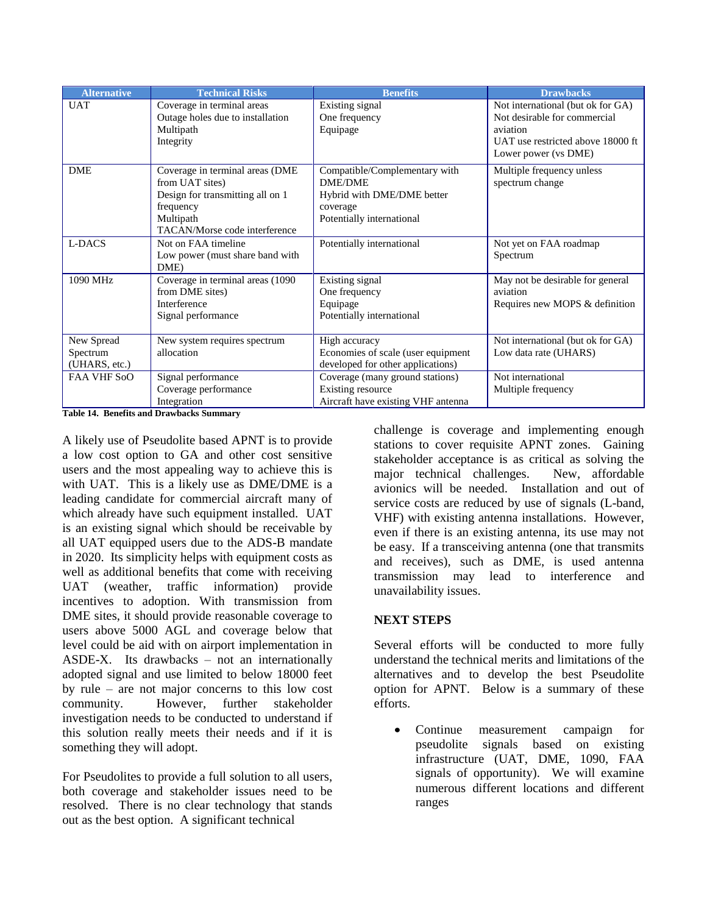| Alternative | Technical Risks | Benefits | Drawbacks |
| --- | --- | --- | --- |
| UAT | Coverage in terminal areas<br>Outage holes due to installation<br>Multipath<br>Integrity | Existing signal<br>One frequency<br>Equipage | Not international (but ok for GA)<br>Not desirable for commercial aviation<br>UAT use restricted above 18000 ft<br>Lower power (vs DME) |
| DME | Coverage in terminal areas (DME from UAT sites)<br>Design for transmitting all on 1 frequency<br>Multipath<br>TACAN/Morse code interference | Compatible/Complementary with DME/DME<br>Hybrid with DME/DME better coverage<br>Potentially international | Multiple frequency unless spectrum change |
| L-DACS | Not on FAA timeline<br>Low power (must share band with DME) | Potentially international | Not yet on FAA roadmap<br>Spectrum |
| 1090 MHz | Coverage in terminal areas (1090 from DME sites)<br>Interference<br>Signal performance | Existing signal<br>One frequency<br>Equipage<br>Potentially international | May not be desirable for general aviation<br>Requires new MOPS & definition |
| New Spread Spectrum (UHARS, etc.) | New system requires spectrum allocation | High accuracy<br>Economies of scale (user equipment developed for other applications) | Not international (but ok for GA)<br>Low data rate (UHARS) |
| FAA VHF SoO | Signal performance<br>Coverage performance<br>Integration | Coverage (many ground stations)<br>Existing resource<br>Aircraft have existing VHF antenna | Not international<br>Multiple frequency |

**Table 14. Benefits and Drawbacks Summary**

A likely use of Pseudolite based APNT is to provide a low cost option to GA and other cost sensitive users and the most appealing way to achieve this is with UAT. This is a likely use as DME/DME is a leading candidate for commercial aircraft many of which already have such equipment installed. UAT is an existing signal which should be receivable by all UAT equipped users due to the ADS-B mandate in 2020. Its simplicity helps with equipment costs as well as additional benefits that come with receiving UAT (weather, traffic information) provide incentives to adoption. With transmission from DME sites, it should provide reasonable coverage to users above 5000 AGL and coverage below that level could be aid with on airport implementation in ASDE-X. Its drawbacks – not an internationally adopted signal and use limited to below 18000 feet by rule – are not major concerns to this low cost community. However, further stakeholder investigation needs to be conducted to understand if this solution really meets their needs and if it is something they will adopt.

For Pseudolites to provide a full solution to all users, both coverage and stakeholder issues need to be resolved. There is no clear technology that stands out as the best option. A significant technical challenge is coverage and implementing enough stations to cover requisite APNT zones. Gaining stakeholder acceptance is as critical as solving the major technical challenges. New, affordable avionics will be needed. Installation and out of service costs are reduced by use of signals (L-band, VHF) with existing antenna installations. However, even if there is an existing antenna, its use may not be easy. If a transceiving antenna (one that transmits and receives), such as DME, is used antenna transmission may lead to interference and unavailability issues.

## NEXT STEPS

Several efforts will be conducted to more fully understand the technical merits and limitations of the alternatives and to develop the best Pseudolite option for APNT. Below is a summary of these efforts.

- Continue measurement campaign for pseudolite signals based on existing infrastructure (UAT, DME, 1090, FAA signals of opportunity). We will examine numerous different locations and different ranges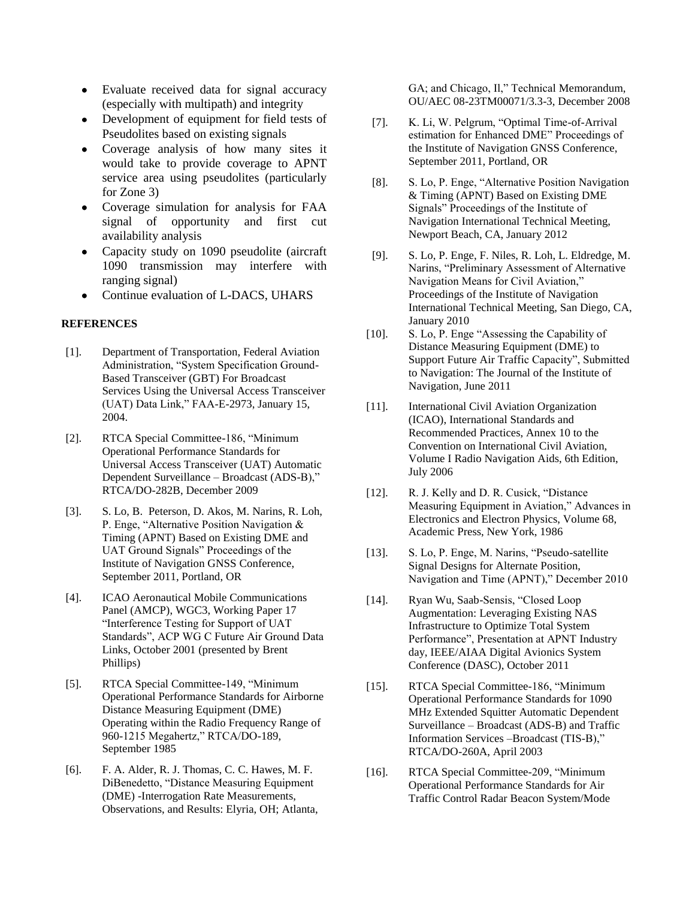- Evaluate received data for signal accuracy (especially with multipath) and integrity
- Development of equipment for field tests of Pseudolites based on existing signals
- Coverage analysis of how many sites it would take to provide coverage to APNT service area using pseudolites (particularly for Zone 3)
- Coverage simulation for analysis for FAA signal of opportunity and first cut availability analysis
- Capacity study on 1090 pseudolite (aircraft 1090 transmission may interfere with ranging signal)
- Continue evaluation of L-DACS, UHARS

## REFERENCES

[1]. Department of Transportation, Federal Aviation Administration, "System Specification Ground-Based Transceiver (GBT) For Broadcast Services Using the Universal Access Transceiver (UAT) Data Link," FAA-E-2973, January 15, 2004.

[2]. RTCA Special Committee-186, "Minimum Operational Performance Standards for Universal Access Transceiver (UAT) Automatic Dependent Surveillance – Broadcast (ADS-B)," RTCA/DO-282B, December 2009

[3]. S. Lo, B. Peterson, D. Akos, M. Narins, R. Loh, P. Enge, "Alternative Position Navigation & Timing (APNT) Based on Existing DME and UAT Ground Signals" Proceedings of the Institute of Navigation GNSS Conference, September 2011, Portland, OR

[4]. ICAO Aeronautical Mobile Communications Panel (AMCP), WGC3, Working Paper 17 "Interference Testing for Support of UAT Standards", ACP WG C Future Air Ground Data Links, October 2001 (presented by Brent Phillips)

[5]. RTCA Special Committee-149, "Minimum Operational Performance Standards for Airborne Distance Measuring Equipment (DME) Operating within the Radio Frequency Range of 960-1215 Megahertz," RTCA/DO-189, September 1985

[6]. F. A. Alder, R. J. Thomas, C. C. Hawes, M. F. DiBenedetto, "Distance Measuring Equipment (DME) -Interrogation Rate Measurements, Observations, and Results: Elyria, OH; Atlanta, GA; and Chicago, Il," Technical Memorandum, OU/AEC 08-23TM00071/3.3-3, December 2008

[7]. K. Li, W. Pelgrum, "Optimal Time-of-Arrival estimation for Enhanced DME" Proceedings of the Institute of Navigation GNSS Conference, September 2011, Portland, OR

[8]. S. Lo, P. Enge, "Alternative Position Navigation & Timing (APNT) Based on Existing DME Signals" Proceedings of the Institute of Navigation International Technical Meeting, Newport Beach, CA, January 2012

[9]. S. Lo, P. Enge, F. Niles, R. Loh, L. Eldredge, M. Narins, "Preliminary Assessment of Alternative Navigation Means for Civil Aviation," Proceedings of the Institute of Navigation International Technical Meeting, San Diego, CA, January 2010

[10]. S. Lo, P. Enge "Assessing the Capability of Distance Measuring Equipment (DME) to Support Future Air Traffic Capacity", Submitted to Navigation: The Journal of the Institute of Navigation, June 2011

[11]. International Civil Aviation Organization (ICAO), International Standards and Recommended Practices, Annex 10 to the Convention on International Civil Aviation, Volume I Radio Navigation Aids, 6th Edition, July 2006

[12]. R. J. Kelly and D. R. Cusick, "Distance Measuring Equipment in Aviation," Advances in Electronics and Electron Physics, Volume 68, Academic Press, New York, 1986

[13]. S. Lo, P. Enge, M. Narins, "Pseudo-satellite Signal Designs for Alternate Position, Navigation and Time (APNT)," December 2010

[14]. Ryan Wu, Saab-Sensis, "Closed Loop Augmentation: Leveraging Existing NAS Infrastructure to Optimize Total System Performance", Presentation at APNT Industry day, IEEE/AIAA Digital Avionics System Conference (DASC), October 2011

[15]. RTCA Special Committee-186, "Minimum Operational Performance Standards for 1090 MHz Extended Squitter Automatic Dependent Surveillance – Broadcast (ADS-B) and Traffic Information Services –Broadcast (TIS-B)," RTCA/DO-260A, April 2003

[16]. RTCA Special Committee-209, "Minimum Operational Performance Standards for Air Traffic Control Radar Beacon System/Mode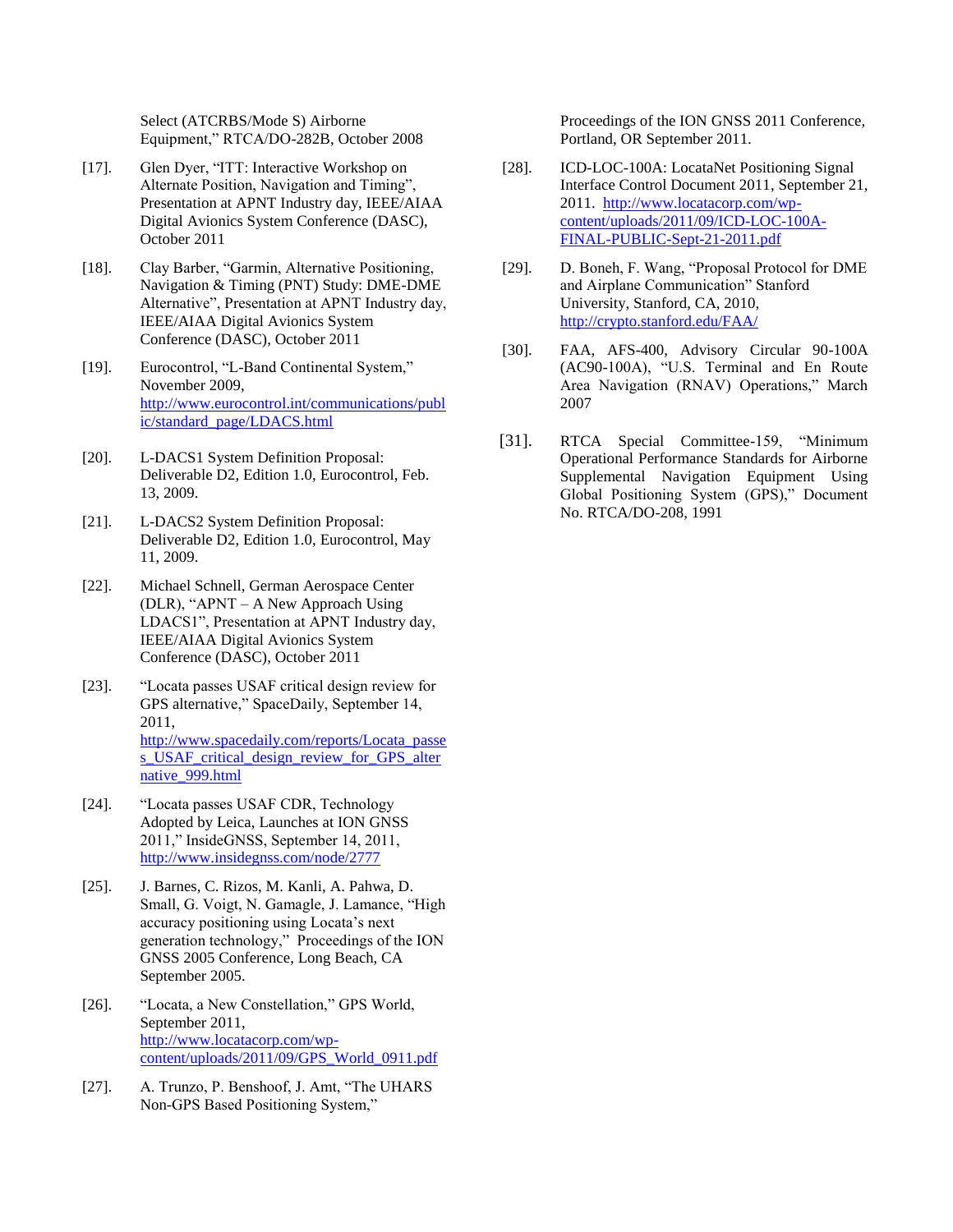Select (ATCRBS/Mode S) Airborne Equipment," RTCA/DO-282B, October 2008

[17]. Glen Dyer, "ITT: Interactive Workshop on Alternate Position, Navigation and Timing", Presentation at APNT Industry day, IEEE/AIAA Digital Avionics System Conference (DASC), October 2011

[18]. Clay Barber, "Garmin, Alternative Positioning, Navigation & Timing (PNT) Study: DME-DME Alternative", Presentation at APNT Industry day, IEEE/AIAA Digital Avionics System Conference (DASC), October 2011

[19]. Eurocontrol, "L-Band Continental System," November 2009, http://www.eurocontrol.int/communications/public/standard_page/LDACS.html

[20]. L-DACS1 System Definition Proposal: Deliverable D2, Edition 1.0, Eurocontrol, Feb. 13, 2009.

[21]. L-DACS2 System Definition Proposal: Deliverable D2, Edition 1.0, Eurocontrol, May 11, 2009.

[22]. Michael Schnell, German Aerospace Center (DLR), "APNT – A New Approach Using LDACS1", Presentation at APNT Industry day, IEEE/AIAA Digital Avionics System Conference (DASC), October 2011

[23]. "Locata passes USAF critical design review for GPS alternative," SpaceDaily, September 14, 2011, http://www.spacedaily.com/reports/Locata_passes_USAF_critical_design_review_for_GPS_alternative_999.html

[24]. "Locata passes USAF CDR, Technology Adopted by Leica, Launches at ION GNSS 2011," InsideGNSS, September 14, 2011, http://www.insidegnss.com/node/2777

[25]. J. Barnes, C. Rizos, M. Kanli, A. Pahwa, D. Small, G. Voigt, N. Gamagle, J. Lamance, "High accuracy positioning using Locata's next generation technology," Proceedings of the ION GNSS 2005 Conference, Long Beach, CA September 2005.

[26]. "Locata, a New Constellation," GPS World, September 2011, http://www.locatacorp.com/wp-content/uploads/2011/09/GPS_World_0911.pdf

[27]. A. Trunzo, P. Benshoof, J. Amt, "The UHARS Non-GPS Based Positioning System," Proceedings of the ION GNSS 2011 Conference, Portland, OR September 2011.

[28]. ICD-LOC-100A: LocataNet Positioning Signal Interface Control Document 2011, September 21, 2011. http://www.locatacorp.com/wp-content/uploads/2011/09/ICD-LOC-100A-FINAL-PUBLIC-Sept-21-2011.pdf

[29]. D. Boneh, F. Wang, "Proposal Protocol for DME and Airplane Communication" Stanford University, Stanford, CA, 2010, http://crypto.stanford.edu/FAA/

[30]. FAA, AFS-400, Advisory Circular 90-100A (AC90-100A), "U.S. Terminal and En Route Area Navigation (RNAV) Operations," March 2007

[31]. RTCA Special Committee-159, "Minimum Operational Performance Standards for Airborne Supplemental Navigation Equipment Using Global Positioning System (GPS)," Document No. RTCA/DO-208, 1991